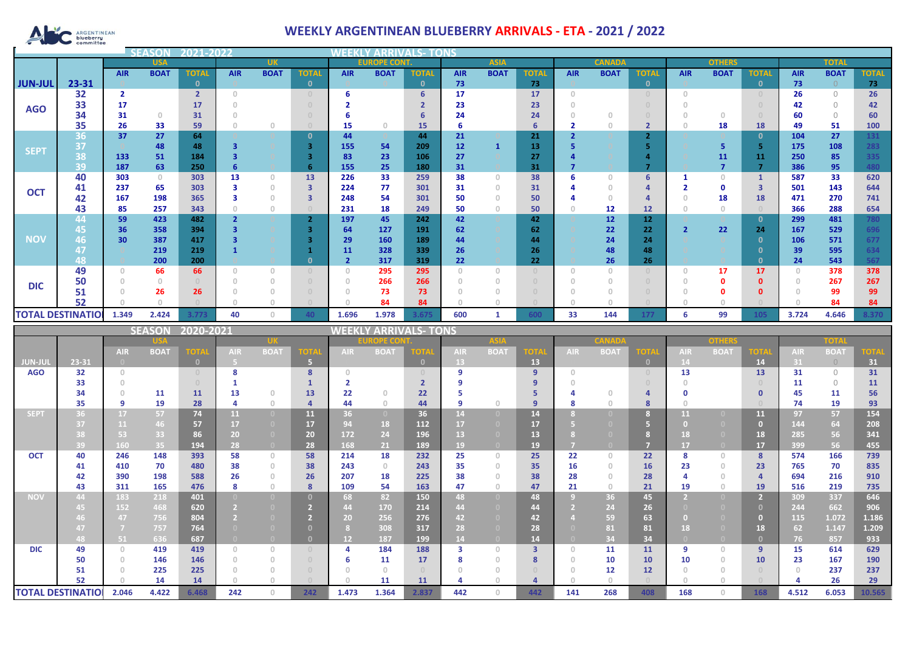# WEEKLY ARGENTINEAN BLUEBERRY ARRIVALS - ETA - 2021 / 2022

**SEASON 2021-2022 — WEEKLY ARRIVALS- TONS**

| | | USA | | | UK | | | EUROPE CONT. | | | ASIA | | | CANADA | | | OTHERS | | | TOTAL | | |
|---|---|---|---|---|---|---|---|---|---|---|---|---|---|---|---|---|---|---|---|---|---|---|
| | | AIR | BOAT | TOTAL | AIR | BOAT | TOTAL | AIR | BOAT | TOTAL | AIR | BOAT | TOTAL | AIR | BOAT | TOTAL | AIR | BOAT | TOTAL | AIR | BOAT | TOTAL |
| JUN-JUL | 23-31 | 0 | | 0 | | | 0 | | | 0 | 73 | | 73 | | | 0 | | | 0 | 73 | 0 | 73 |
| AGO | 32 | 2 | | 2 | 0 | | 0 | 6 | | 6 | 17 | | 17 | 0 | | 0 | 0 | | 0 | 26 | 0 | 26 |
| | 33 | 17 | | 17 | 0 | | 0 | 2 | | 2 | 23 | | 23 | 0 | | 0 | 0 | | 0 | 42 | 0 | 42 |
| | 34 | 31 | 0 | 31 | 0 | | 0 | 6 | | 6 | 24 | | 24 | 0 | 0 | 0 | 0 | 0 | 0 | 60 | 0 | 60 |
| | 35 | 26 | 33 | 59 | 0 | 0 | 0 | 15 | 0 | 15 | 6 | | 6 | 2 | 0 | 2 | 0 | 18 | 18 | 49 | 51 | 100 |
| SEPT | 36 | 37 | 27 | 64 | | | 0 | 44 | | 44 | 21 | | 21 | 2 | | 2 | | | 0 | 104 | 27 | 131 |
| | 37 | | 48 | 48 | 3 | | 3 | 155 | 54 | 209 | 12 | 1 | 13 | 5 | | 5 | | 5 | 5 | 175 | 108 | 283 |
| | 38 | 133 | 51 | 184 | 3 | | 3 | 83 | 23 | 106 | 27 | | 27 | 4 | | 4 | | 11 | 11 | 250 | 85 | 335 |
| | 39 | 187 | 63 | 250 | 6 | | 6 | 155 | 25 | 180 | 31 | | 31 | 7 | | 7 | | 7 | 7 | 386 | 95 | 480 |
| OCT | 40 | 303 | 0 | 303 | 13 | 0 | 13 | 226 | 33 | 259 | 38 | 0 | 38 | 6 | 0 | 6 | 1 | 0 | 1 | 587 | 33 | 620 |
| | 41 | 237 | 65 | 303 | 3 | 0 | 3 | 224 | 77 | 301 | 31 | 0 | 31 | 4 | 0 | 4 | 2 | 0 | 3 | 501 | 143 | 644 |
| | 42 | 167 | 198 | 365 | 3 | 0 | 3 | 248 | 54 | 301 | 50 | 0 | 50 | 4 | 0 | 4 | 0 | 18 | 18 | 471 | 270 | 741 |
| | 43 | 85 | 257 | 343 | 0 | 0 | 0 | 231 | 18 | 249 | 50 | 0 | 50 | 0 | 12 | 12 | 0 | 0 | 0 | 366 | 288 | 654 |
| NOV | 44 | 59 | 423 | 482 | 2 | | 2 | 197 | 45 | 242 | 42 | | 42 | | 12 | 12 | | | 0 | 299 | 481 | 780 |
| | 45 | 36 | 358 | 394 | 3 | | 3 | 64 | 127 | 191 | 62 | | 62 | | 22 | 22 | 2 | 22 | 24 | 167 | 529 | 696 |
| | 46 | 30 | 387 | 417 | 3 | | 3 | 29 | 160 | 189 | 44 | | 44 | | 24 | 24 | | | 0 | 106 | 571 | 677 |
| | 47 | | 219 | 219 | 1 | | 1 | 11 | 328 | 339 | 26 | | 26 | | 48 | 48 | | | 0 | 39 | 595 | 634 |
| | 48 | | 200 | 200 | | | 0 | 2 | 317 | 319 | 22 | | 22 | | 26 | 26 | | | 0 | 24 | 543 | 567 |
| DIC | 49 | 0 | 66 | 66 | 0 | 0 | 0 | 0 | 295 | 295 | 0 | 0 | 0 | 0 | 0 | 0 | 0 | 17 | 17 | 0 | 378 | 378 |
| | 50 | 0 | 0 | 0 | 0 | 0 | 0 | 0 | 266 | 266 | 0 | 0 | 0 | 0 | 0 | 0 | 0 | 0 | 0 | 0 | 267 | 267 |
| | 51 | 0 | 26 | 26 | 0 | 0 | 0 | 0 | 73 | 73 | 0 | 0 | 0 | 0 | 0 | 0 | 0 | 0 | 0 | 0 | 99 | 99 |
| | 52 | 0 | 0 | 0 | 0 | 0 | 0 | 0 | 84 | 84 | 0 | 0 | 0 | 0 | 0 | 0 | 0 | 0 | 0 | 0 | 84 | 84 |
| TOTAL DESTINATIO | | 1.349 | 2.424 | 3.773 | 40 | 0 | 40 | 1.696 | 1.978 | 3.675 | 600 | 1 | 600 | 33 | 144 | 177 | 6 | 99 | 105 | 3.724 | 4.646 | 8.370 |

**SEASON 2020-2021 — WEEKLY ARRIVALS- TONS**

| | | USA | | | UK | | | EUROPE CONT. | | | ASIA | | | CANADA | | | OTHERS | | | TOTAL | | |
|---|---|---|---|---|---|---|---|---|---|---|---|---|---|---|---|---|---|---|---|---|---|---|
| | | AIR | BOAT | TOTAL | AIR | BOAT | TOTAL | AIR | BOAT | TOTAL | AIR | BOAT | TOTAL | AIR | BOAT | TOTAL | AIR | BOAT | TOTAL | AIR | BOAT | TOTAL |
| JUN-JUL | 23-31 | 0 | | 0 | 5 | | 5 | | | 0 | 13 | | 13 | | | 0 | 14 | | 14 | 31 | 0 | 31 |
| AGO | 32 | 0 | | 0 | 8 | | 8 | 0 | | 0 | 9 | | 9 | 0 | | 0 | 13 | | 13 | 31 | 0 | 31 |
| | 33 | 0 | | 0 | 1 | | 1 | 2 | | 2 | 9 | | 9 | 0 | | 0 | 0 | | 0 | 11 | 0 | 11 |
| | 34 | 0 | 11 | 11 | 13 | 0 | 13 | 22 | 0 | 22 | 5 | | 5 | 4 | 0 | 4 | 0 | | 0 | 45 | 11 | 56 |
| | 35 | 9 | 19 | 28 | 4 | 0 | 4 | 44 | 0 | 44 | 9 | 0 | 9 | 8 | 0 | 8 | 0 | | 0 | 74 | 19 | 93 |
| SEPT | 36 | 17 | 57 | 74 | 11 | 0 | 11 | 36 | 0 | 36 | 14 | 0 | 14 | 8 | 0 | 8 | 11 | 0 | 11 | 97 | 57 | 154 |
| | 37 | 11 | 46 | 57 | 17 | 0 | 17 | 94 | 18 | 112 | 17 | 0 | 17 | 5 | 0 | 5 | 0 | 0 | 0 | 144 | 64 | 208 |
| | 38 | 53 | 33 | 86 | 20 | 0 | 20 | 172 | 24 | 196 | 13 | 0 | 13 | 8 | 0 | 8 | 18 | 0 | 18 | 285 | 56 | 341 |
| | 39 | 160 | 35 | 194 | 28 | 0 | 28 | 168 | 21 | 189 | 19 | 0 | 19 | 7 | 0 | 7 | 17 | 0 | 17 | 399 | 56 | 455 |
| OCT | 40 | 246 | 148 | 393 | 58 | 0 | 58 | 214 | 18 | 232 | 25 | 0 | 25 | 22 | 0 | 22 | 8 | 0 | 8 | 574 | 166 | 739 |
| | 41 | 410 | 70 | 480 | 38 | 0 | 38 | 243 | 0 | 243 | 35 | 0 | 35 | 16 | 0 | 16 | 23 | 0 | 23 | 765 | 70 | 835 |
| | 42 | 390 | 198 | 588 | 26 | 0 | 26 | 207 | 18 | 225 | 38 | 0 | 38 | 28 | 0 | 28 | 4 | 0 | 4 | 694 | 216 | 910 |
| | 43 | 311 | 165 | 476 | 8 | 0 | 8 | 109 | 54 | 163 | 47 | 0 | 47 | 21 | 0 | 21 | 19 | 0 | 19 | 516 | 219 | 735 |
| NOV | 44 | 183 | 218 | 401 | 0 | 0 | 0 | 68 | 82 | 150 | 48 | 0 | 48 | 9 | 36 | 45 | 2 | 0 | 2 | 309 | 337 | 646 |
| | 45 | 152 | 468 | 620 | 2 | 0 | 2 | 44 | 170 | 214 | 44 | 0 | 44 | 2 | 24 | 26 | 0 | 0 | 0 | 244 | 662 | 906 |
| | 46 | 47 | 756 | 804 | 2 | 0 | 2 | 20 | 256 | 276 | 42 | 0 | 42 | 4 | 59 | 63 | 0 | 0 | 0 | 115 | 1.072 | 1.186 |
| | 47 | 7 | 757 | 764 | 0 | 0 | 0 | 8 | 308 | 317 | 28 | 0 | 28 | 0 | 81 | 81 | 18 | 0 | 18 | 62 | 1.147 | 1.209 |
| | 48 | 51 | 636 | 687 | 0 | 0 | 0 | 12 | 187 | 199 | 14 | 0 | 14 | 0 | 34 | 34 | 0 | 0 | 0 | 76 | 857 | 933 |
| DIC | 49 | 0 | 419 | 419 | 0 | 0 | 0 | 4 | 184 | 188 | 3 | 0 | 3 | 0 | 11 | 11 | 9 | 0 | 9 | 15 | 614 | 629 |
| | 50 | 0 | 146 | 146 | 0 | 0 | 0 | 6 | 11 | 17 | 8 | 0 | 8 | 0 | 10 | 10 | 10 | 0 | 10 | 23 | 167 | 190 |
| | 51 | 0 | 225 | 225 | 0 | 0 | 0 | 0 | 0 | 0 | 0 | 0 | 0 | 0 | 12 | 12 | 0 | 0 | 0 | 0 | 237 | 237 |
| | 52 | 0 | 14 | 14 | 0 | 0 | 0 | 0 | 11 | 11 | 4 | 0 | 4 | 0 | 0 | 0 | 0 | 0 | 0 | 4 | 26 | 29 |
| TOTAL DESTINATIO | | 2.046 | 4.422 | 6.468 | 242 | 0 | 242 | 1.473 | 1.364 | 2.837 | 442 | 0 | 442 | 141 | 268 | 408 | 168 | 0 | 168 | 4.512 | 6.053 | 10.565 |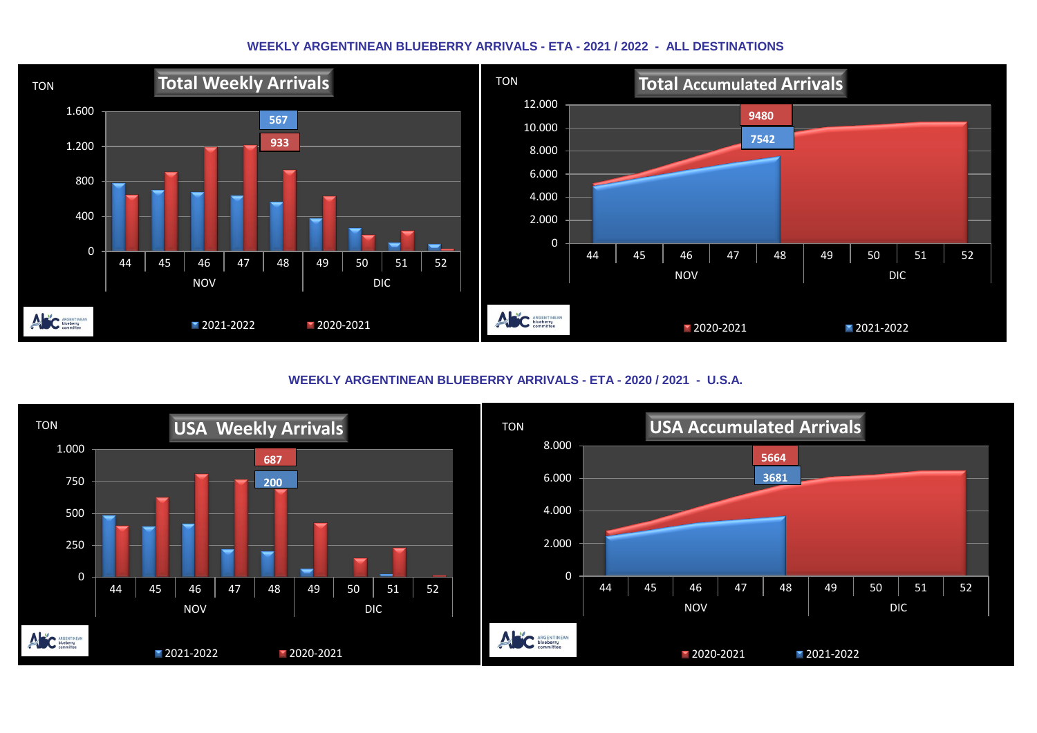## WEEKLY ARGENTINEAN BLUEBERRY ARRIVALS - ETA - 2021 / 2022 - ALL DESTINATIONS

### Total Weekly Arrivals

TON

Labels: 567 (2021-2022, week 48), 933 (2020-2021, week 48)

Weeks: 44, 45, 46, 47, 48 (NOV); 49, 50, 51, 52 (DIC)

Legend: 2021-2022, 2020-2021

### Total Accumulated Arrivals

TON

Labels: 9480 (2020-2021, week 48), 7542 (2021-2022, week 48)

Weeks: 44, 45, 46, 47, 48 (NOV); 49, 50, 51, 52 (DIC)

Legend: 2020-2021, 2021-2022

## WEEKLY ARGENTINEAN BLUEBERRY ARRIVALS - ETA - 2020 / 2021 - U.S.A.

### USA Weekly Arrivals

TON

Labels: 687 (2020-2021, week 48), 200 (2021-2022, week 48)

Weeks: 44, 45, 46, 47, 48 (NOV); 49, 50, 51, 52 (DIC)

Legend: 2021-2022, 2020-2021

### USA Accumulated Arrivals

TON

Labels: 5664 (2020-2021, week 48), 3681 (2021-2022, week 48)

Weeks: 44, 45, 46, 47, 48 (NOV); 49, 50, 51, 52 (DIC)

Legend: 2020-2021, 2021-2022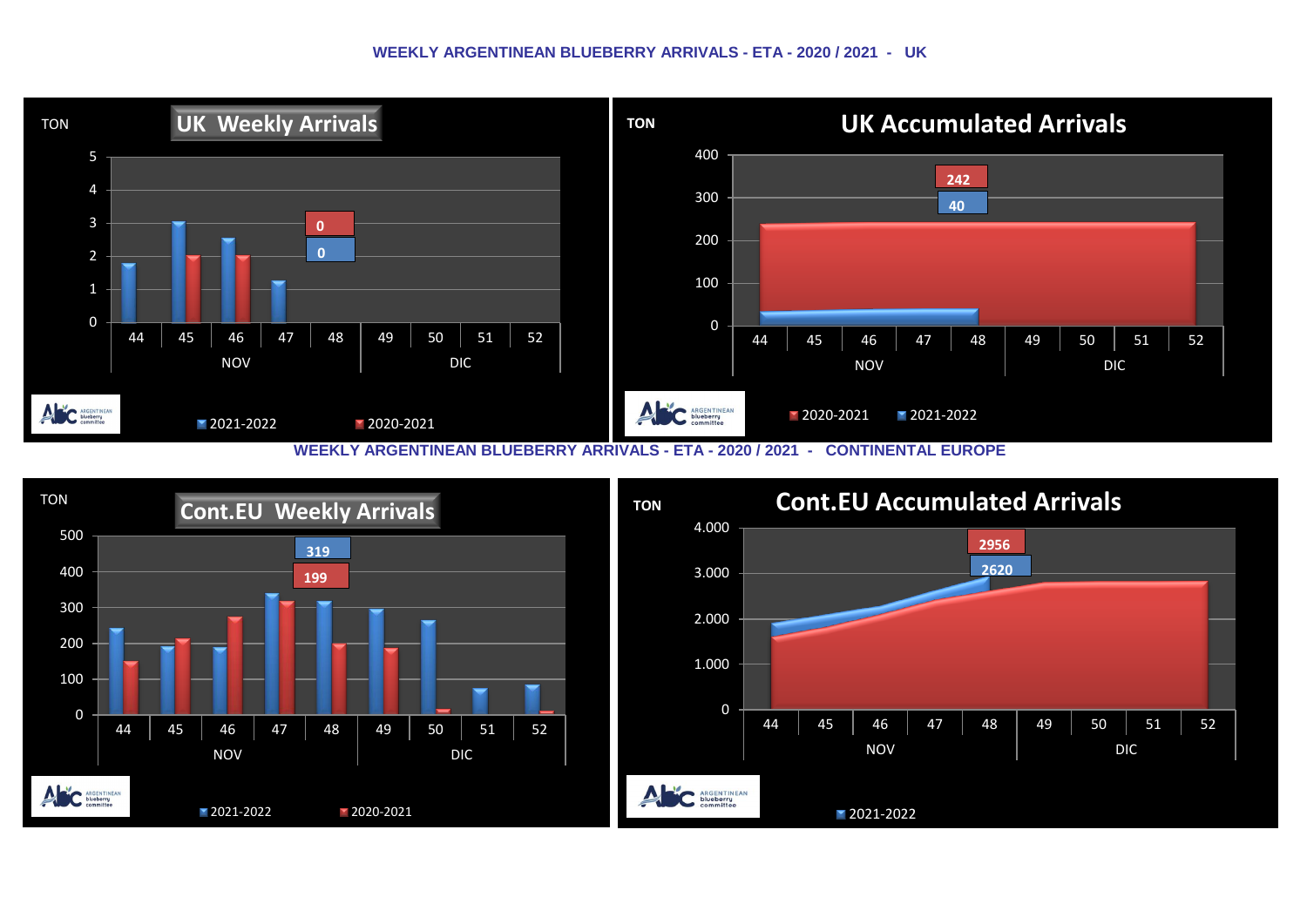## WEEKLY ARGENTINEAN BLUEBERRY ARRIVALS - ETA - 2020 / 2021 - UK

**UK Weekly Arrivals**

TON

5
4
3
2
1
0

0
0

44 45 46 47 48 49 50 51 52
NOV DIC

2021-2022 2020-2021

**UK Accumulated Arrivals**

TON

400
300
200
100
0

242
40

44 45 46 47 48 49 50 51 52
NOV DIC

2020-2021 2021-2022

## WEEKLY ARGENTINEAN BLUEBERRY ARRIVALS - ETA - 2020 / 2021 - CONTINENTAL EUROPE

**Cont.EU Weekly Arrivals**

TON

500
400
300
200
100
0

319
199

44 45 46 47 48 49 50 51 52
NOV DIC

2021-2022 2020-2021

**Cont.EU Accumulated Arrivals**

TON

4.000
3.000
2.000
1.000
0

2956
2620

44 45 46 47 48 49 50 51 52
NOV DIC

2021-2022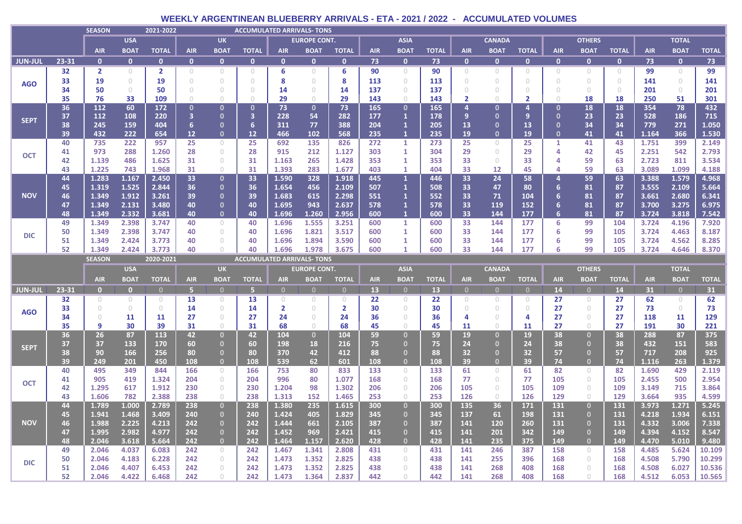# WEEKLY ARGENTINEAN BLUEBERRY ARRIVALS - ETA - 2021 / 2022 - ACCUMULATED VOLUMES

| | | SEASON 2021-2022 | | | ACCUMULATED ARRIVALS- TONS | | | | | | | | | | | | | | | | | |
|---|---|---|---|---|---|---|---|---|---|---|---|---|---|---|---|---|---|---|---|---|---|---|
| | | USA | | | UK | | | EUROPE CONT. | | | ASIA | | | CANADA | | | OTHERS | | | TOTAL | | |
| | | AIR | BOAT | TOTAL | AIR | BOAT | TOTAL | AIR | BOAT | TOTAL | AIR | BOAT | TOTAL | AIR | BOAT | TOTAL | AIR | BOAT | TOTAL | AIR | BOAT | TOTAL |
| JUN-JUL | 23-31 | 0 | 0 | 0 | 0 | 0 | 0 | 0 | 0 | 0 | 73 | 0 | 73 | 0 | 0 | 0 | 0 | 0 | 0 | 73 | 0 | 73 |
| AGO | 32 | 2 | 0 | 2 | 0 | 0 | 0 | 6 | 0 | 6 | 90 | 0 | 90 | 0 | 0 | 0 | 0 | 0 | 0 | 99 | 0 | 99 |
| | 33 | 19 | 0 | 19 | 0 | 0 | 0 | 8 | 0 | 8 | 113 | 0 | 113 | 0 | 0 | 0 | 0 | 0 | 0 | 141 | 0 | 141 |
| | 34 | 50 | 0 | 50 | 0 | 0 | 0 | 14 | 0 | 14 | 137 | 0 | 137 | 0 | 0 | 0 | 0 | 0 | 0 | 201 | 0 | 201 |
| | 35 | 76 | 33 | 109 | 0 | 0 | 0 | 29 | 0 | 29 | 143 | 0 | 143 | 2 | 0 | 2 | 0 | 18 | 18 | 250 | 51 | 301 |
| SEPT | 36 | 112 | 60 | 172 | 0 | 0 | 0 | 73 | 0 | 73 | 165 | 0 | 165 | 4 | 0 | 4 | 0 | 18 | 18 | 354 | 78 | 432 |
| | 37 | 112 | 108 | 220 | 3 | 0 | 3 | 228 | 54 | 282 | 177 | 1 | 178 | 9 | 0 | 9 | 0 | 23 | 23 | 528 | 186 | 715 |
| | 38 | 245 | 159 | 404 | 6 | 0 | 6 | 311 | 77 | 388 | 204 | 1 | 205 | 13 | 0 | 13 | 0 | 34 | 34 | 779 | 271 | 1.050 |
| | 39 | 432 | 222 | 654 | 12 | 0 | 12 | 466 | 102 | 568 | 235 | 1 | 235 | 19 | 0 | 19 | 0 | 41 | 41 | 1.164 | 366 | 1.530 |
| OCT | 40 | 735 | 222 | 957 | 25 | 0 | 25 | 692 | 135 | 826 | 272 | 1 | 273 | 25 | 0 | 25 | 1 | 41 | 43 | 1.751 | 399 | 2.149 |
| | 41 | 973 | 288 | 1.260 | 28 | 0 | 28 | 915 | 212 | 1.127 | 303 | 1 | 304 | 29 | 0 | 29 | 4 | 42 | 45 | 2.251 | 542 | 2.793 |
| | 42 | 1.139 | 486 | 1.625 | 31 | 0 | 31 | 1.163 | 265 | 1.428 | 353 | 1 | 353 | 33 | 0 | 33 | 4 | 59 | 63 | 2.723 | 811 | 3.534 |
| | 43 | 1.225 | 743 | 1.968 | 31 | 0 | 31 | 1.393 | 283 | 1.677 | 403 | 1 | 404 | 33 | 12 | 45 | 4 | 59 | 63 | 3.089 | 1.099 | 4.188 |
| NOV | 44 | 1.283 | 1.167 | 2.450 | 33 | 0 | 33 | 1.590 | 328 | 1.918 | 445 | 1 | 446 | 33 | 24 | 58 | 4 | 59 | 63 | 3.388 | 1.579 | 4.968 |
| | 45 | 1.319 | 1.525 | 2.844 | 36 | 0 | 36 | 1.654 | 456 | 2.109 | 507 | 1 | 508 | 33 | 47 | 80 | 6 | 81 | 87 | 3.555 | 2.109 | 5.664 |
| | 46 | 1.349 | 1.912 | 3.261 | 39 | 0 | 39 | 1.683 | 615 | 2.298 | 551 | 1 | 552 | 33 | 71 | 104 | 6 | 81 | 87 | 3.661 | 2.680 | 6.341 |
| | 47 | 1.349 | 2.131 | 3.480 | 40 | 0 | 40 | 1.695 | 943 | 2.637 | 578 | 1 | 578 | 33 | 119 | 152 | 6 | 81 | 87 | 3.700 | 3.275 | 6.975 |
| | 48 | 1.349 | 2.332 | 3.681 | 40 | 0 | 40 | 1.696 | 1.260 | 2.956 | 600 | 1 | 600 | 33 | 144 | 177 | 6 | 81 | 87 | 3.724 | 3.818 | 7.542 |
| DIC | 49 | 1.349 | 2.398 | 3.747 | 40 | 0 | 40 | 1.696 | 1.555 | 3.251 | 600 | 1 | 600 | 33 | 144 | 177 | 6 | 99 | 104 | 3.724 | 4.196 | 7.920 |
| | 50 | 1.349 | 2.398 | 3.747 | 40 | 0 | 40 | 1.696 | 1.821 | 3.517 | 600 | 1 | 600 | 33 | 144 | 177 | 6 | 99 | 105 | 3.724 | 4.463 | 8.187 |
| | 51 | 1.349 | 2.424 | 3.773 | 40 | 0 | 40 | 1.696 | 1.894 | 3.590 | 600 | 1 | 600 | 33 | 144 | 177 | 6 | 99 | 105 | 3.724 | 4.562 | 8.285 |
| | 52 | 1.349 | 2.424 | 3.773 | 40 | 0 | 40 | 1.696 | 1.978 | 3.675 | 600 | 1 | 600 | 33 | 144 | 177 | 6 | 99 | 105 | 3.724 | 4.646 | 8.370 |

| | | SEASON 2020-2021 | | | ACCUMULATED ARRIVALS- TONS | | | | | | | | | | | | | | | | | |
|---|---|---|---|---|---|---|---|---|---|---|---|---|---|---|---|---|---|---|---|---|---|---|
| | | USA | | | UK | | | EUROPE CONT. | | | ASIA | | | CANADA | | | OTHERS | | | TOTAL | | |
| | | AIR | BOAT | TOTAL | AIR | BOAT | TOTAL | AIR | BOAT | TOTAL | AIR | BOAT | TOTAL | AIR | BOAT | TOTAL | AIR | BOAT | TOTAL | AIR | BOAT | TOTAL |
| JUN-JUL | 23-31 | 0 | 0 | 0 | 5 | 0 | 5 | 0 | 0 | 0 | 13 | 0 | 13 | 0 | 0 | 0 | 14 | 0 | 14 | 31 | 0 | 31 |
| AGO | 32 | 0 | 0 | 0 | 13 | 0 | 13 | 0 | 0 | 0 | 22 | 0 | 22 | 0 | 0 | 0 | 27 | 0 | 27 | 62 | 0 | 62 |
| | 33 | 0 | 0 | 0 | 14 | 0 | 14 | 2 | 0 | 2 | 30 | 0 | 30 | 0 | 0 | 0 | 27 | 0 | 27 | 73 | 0 | 73 |
| | 34 | 0 | 11 | 11 | 27 | 0 | 27 | 24 | 0 | 24 | 36 | 0 | 36 | 4 | 0 | 4 | 27 | 0 | 27 | 118 | 11 | 129 |
| | 35 | 9 | 30 | 39 | 31 | 0 | 31 | 68 | 0 | 68 | 45 | 0 | 45 | 11 | 0 | 11 | 27 | 0 | 27 | 191 | 30 | 221 |
| SEPT | 36 | 26 | 87 | 113 | 42 | 0 | 42 | 104 | 0 | 104 | 59 | 0 | 59 | 19 | 0 | 19 | 38 | 0 | 38 | 288 | 87 | 375 |
| | 37 | 37 | 133 | 170 | 60 | 0 | 60 | 198 | 18 | 216 | 75 | 0 | 75 | 24 | 0 | 24 | 38 | 0 | 38 | 432 | 151 | 583 |
| | 38 | 90 | 166 | 256 | 80 | 0 | 80 | 370 | 42 | 412 | 88 | 0 | 88 | 32 | 0 | 32 | 57 | 0 | 57 | 717 | 208 | 925 |
| | 39 | 249 | 201 | 450 | 108 | 0 | 108 | 539 | 62 | 601 | 108 | 0 | 108 | 39 | 0 | 39 | 74 | 0 | 74 | 1.116 | 263 | 1.379 |
| OCT | 40 | 495 | 349 | 844 | 166 | 0 | 166 | 753 | 80 | 833 | 133 | 0 | 133 | 61 | 0 | 61 | 82 | 0 | 82 | 1.690 | 429 | 2.119 |
| | 41 | 905 | 419 | 1.324 | 204 | 0 | 204 | 996 | 80 | 1.077 | 168 | 0 | 168 | 77 | 0 | 77 | 105 | 0 | 105 | 2.455 | 500 | 2.954 |
| | 42 | 1.295 | 617 | 1.912 | 230 | 0 | 230 | 1.204 | 98 | 1.302 | 206 | 0 | 206 | 105 | 0 | 105 | 109 | 0 | 109 | 3.149 | 715 | 3.864 |
| | 43 | 1.606 | 782 | 2.388 | 238 | 0 | 238 | 1.313 | 152 | 1.465 | 253 | 0 | 253 | 126 | 0 | 126 | 129 | 0 | 129 | 3.664 | 935 | 4.599 |
| NOV | 44 | 1.789 | 1.000 | 2.789 | 238 | 0 | 238 | 1.380 | 235 | 1.615 | 300 | 0 | 300 | 135 | 36 | 171 | 131 | 0 | 131 | 3.973 | 1.271 | 5.245 |
| | 45 | 1.941 | 1.468 | 3.409 | 240 | 0 | 240 | 1.424 | 405 | 1.829 | 345 | 0 | 345 | 137 | 61 | 198 | 131 | 0 | 131 | 4.218 | 1.934 | 6.151 |
| | 46 | 1.988 | 2.225 | 4.213 | 242 | 0 | 242 | 1.444 | 661 | 2.105 | 387 | 0 | 387 | 141 | 120 | 260 | 131 | 0 | 131 | 4.332 | 3.006 | 7.338 |
| | 47 | 1.995 | 2.982 | 4.977 | 242 | 0 | 242 | 1.452 | 969 | 2.421 | 415 | 0 | 415 | 141 | 201 | 342 | 149 | 0 | 149 | 4.394 | 4.152 | 8.547 |
| | 48 | 2.046 | 3.618 | 5.664 | 242 | 0 | 242 | 1.464 | 1.157 | 2.620 | 428 | 0 | 428 | 141 | 235 | 375 | 149 | 0 | 149 | 4.470 | 5.010 | 9.480 |
| DIC | 49 | 2.046 | 4.037 | 6.083 | 242 | 0 | 242 | 1.467 | 1.341 | 2.808 | 431 | 0 | 431 | 141 | 246 | 387 | 158 | 0 | 158 | 4.485 | 5.624 | 10.109 |
| | 50 | 2.046 | 4.183 | 6.228 | 242 | 0 | 242 | 1.473 | 1.352 | 2.825 | 438 | 0 | 438 | 141 | 255 | 396 | 168 | 0 | 168 | 4.508 | 5.790 | 10.299 |
| | 51 | 2.046 | 4.407 | 6.453 | 242 | 0 | 242 | 1.473 | 1.352 | 2.825 | 438 | 0 | 438 | 141 | 268 | 408 | 168 | 0 | 168 | 4.508 | 6.027 | 10.536 |
| | 52 | 2.046 | 4.422 | 6.468 | 242 | 0 | 242 | 1.473 | 1.364 | 2.837 | 442 | 0 | 442 | 141 | 268 | 408 | 168 | 0 | 168 | 4.512 | 6.053 | 10.565 |